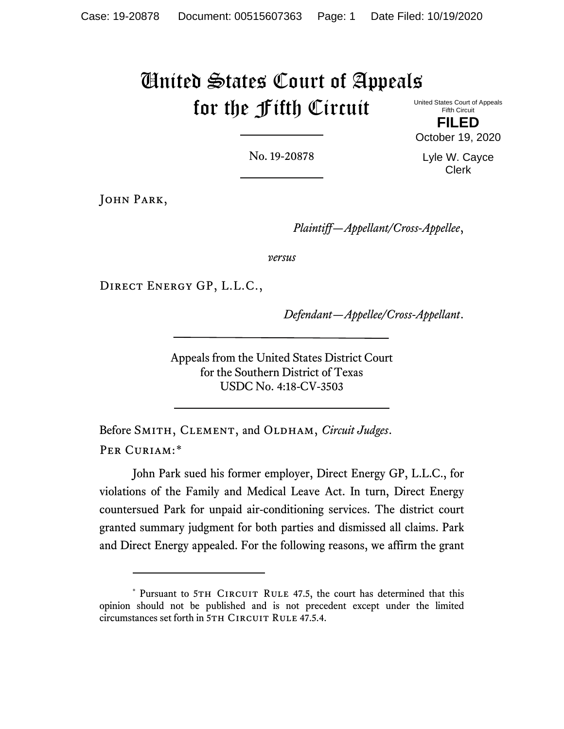# United States Court of Appeals for the Fifth Circuit

United States Court of Appeals
Fifth Circuit

**FILED**

October 19, 2020

Lyle W. Cayce
Clerk

No. 19-20878

John Park,

*Plaintiff—Appellant/Cross-Appellee*,

*versus*

Direct Energy GP, L.L.C.,

*Defendant—Appellee/Cross-Appellant*.

Appeals from the United States District Court
for the Southern District of Texas
USDC No. 4:18-CV-3503

Before Smith, Clement, and Oldham, *Circuit Judges*.

Per Curiam:*

John Park sued his former employer, Direct Energy GP, L.L.C., for violations of the Family and Medical Leave Act. In turn, Direct Energy countersued Park for unpaid air-conditioning services. The district court granted summary judgment for both parties and dismissed all claims. Park and Direct Energy appealed. For the following reasons, we affirm the grant

---

\* Pursuant to 5th Circuit Rule 47.5, the court has determined that this opinion should not be published and is not precedent except under the limited circumstances set forth in 5th Circuit Rule 47.5.4.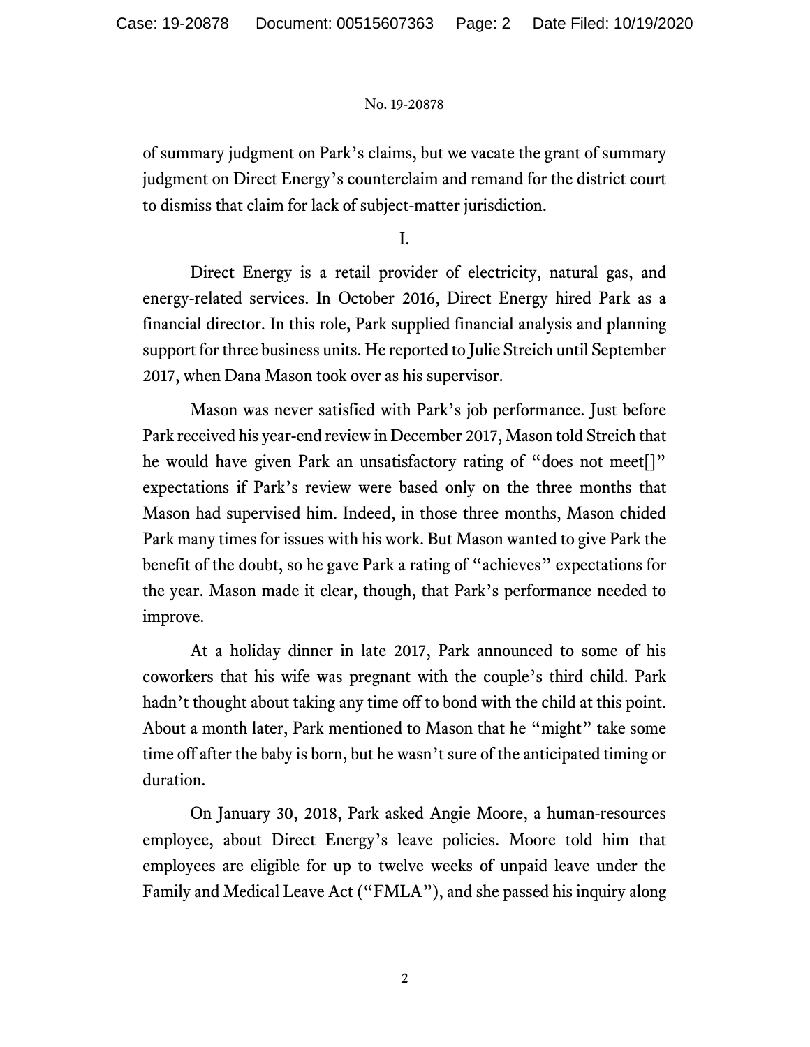of summary judgment on Park's claims, but we vacate the grant of summary judgment on Direct Energy's counterclaim and remand for the district court to dismiss that claim for lack of subject-matter jurisdiction.

## I.

Direct Energy is a retail provider of electricity, natural gas, and energy-related services. In October 2016, Direct Energy hired Park as a financial director. In this role, Park supplied financial analysis and planning support for three business units. He reported to Julie Streich until September 2017, when Dana Mason took over as his supervisor.

Mason was never satisfied with Park's job performance. Just before Park received his year-end review in December 2017, Mason told Streich that he would have given Park an unsatisfactory rating of "does not meet[]" expectations if Park's review were based only on the three months that Mason had supervised him. Indeed, in those three months, Mason chided Park many times for issues with his work. But Mason wanted to give Park the benefit of the doubt, so he gave Park a rating of "achieves" expectations for the year. Mason made it clear, though, that Park's performance needed to improve.

At a holiday dinner in late 2017, Park announced to some of his coworkers that his wife was pregnant with the couple's third child. Park hadn't thought about taking any time off to bond with the child at this point. About a month later, Park mentioned to Mason that he "might" take some time off after the baby is born, but he wasn't sure of the anticipated timing or duration.

On January 30, 2018, Park asked Angie Moore, a human-resources employee, about Direct Energy's leave policies. Moore told him that employees are eligible for up to twelve weeks of unpaid leave under the Family and Medical Leave Act ("FMLA"), and she passed his inquiry along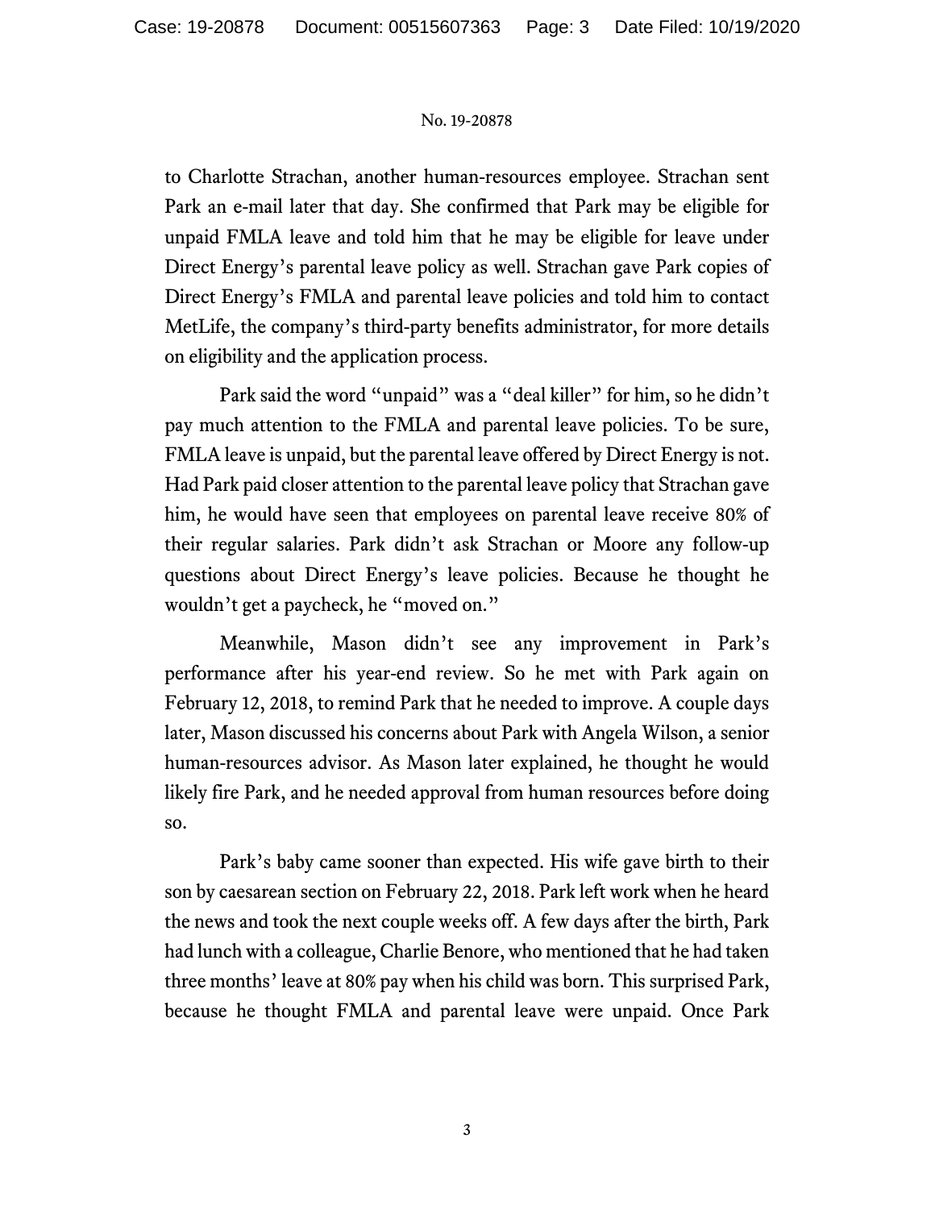to Charlotte Strachan, another human-resources employee. Strachan sent Park an e-mail later that day. She confirmed that Park may be eligible for unpaid FMLA leave and told him that he may be eligible for leave under Direct Energy's parental leave policy as well. Strachan gave Park copies of Direct Energy's FMLA and parental leave policies and told him to contact MetLife, the company's third-party benefits administrator, for more details on eligibility and the application process.

Park said the word "unpaid" was a "deal killer" for him, so he didn't pay much attention to the FMLA and parental leave policies. To be sure, FMLA leave is unpaid, but the parental leave offered by Direct Energy is not. Had Park paid closer attention to the parental leave policy that Strachan gave him, he would have seen that employees on parental leave receive 80% of their regular salaries. Park didn't ask Strachan or Moore any follow-up questions about Direct Energy's leave policies. Because he thought he wouldn't get a paycheck, he "moved on."

Meanwhile, Mason didn't see any improvement in Park's performance after his year-end review. So he met with Park again on February 12, 2018, to remind Park that he needed to improve. A couple days later, Mason discussed his concerns about Park with Angela Wilson, a senior human-resources advisor. As Mason later explained, he thought he would likely fire Park, and he needed approval from human resources before doing so.

Park's baby came sooner than expected. His wife gave birth to their son by caesarean section on February 22, 2018. Park left work when he heard the news and took the next couple weeks off. A few days after the birth, Park had lunch with a colleague, Charlie Benore, who mentioned that he had taken three months' leave at 80% pay when his child was born. This surprised Park, because he thought FMLA and parental leave were unpaid. Once Park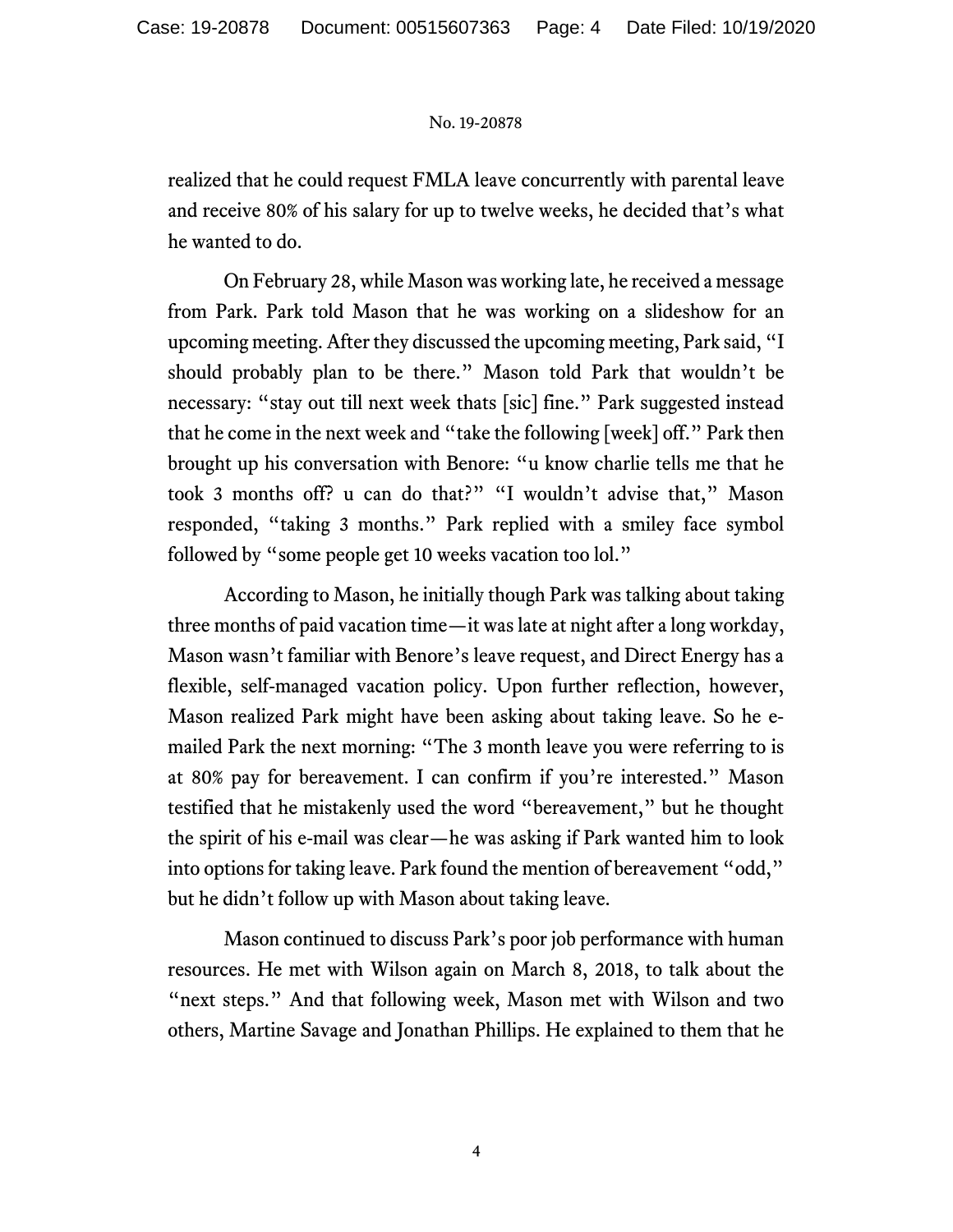realized that he could request FMLA leave concurrently with parental leave and receive 80% of his salary for up to twelve weeks, he decided that's what he wanted to do.

On February 28, while Mason was working late, he received a message from Park. Park told Mason that he was working on a slideshow for an upcoming meeting. After they discussed the upcoming meeting, Park said, "I should probably plan to be there." Mason told Park that wouldn't be necessary: "stay out till next week thats [sic] fine." Park suggested instead that he come in the next week and "take the following [week] off." Park then brought up his conversation with Benore: "u know charlie tells me that he took 3 months off? u can do that?" "I wouldn't advise that," Mason responded, "taking 3 months." Park replied with a smiley face symbol followed by "some people get 10 weeks vacation too lol."

According to Mason, he initially though Park was talking about taking three months of paid vacation time—it was late at night after a long workday, Mason wasn't familiar with Benore's leave request, and Direct Energy has a flexible, self-managed vacation policy. Upon further reflection, however, Mason realized Park might have been asking about taking leave. So he e-mailed Park the next morning: "The 3 month leave you were referring to is at 80% pay for bereavement. I can confirm if you're interested." Mason testified that he mistakenly used the word "bereavement," but he thought the spirit of his e-mail was clear—he was asking if Park wanted him to look into options for taking leave. Park found the mention of bereavement "odd," but he didn't follow up with Mason about taking leave.

Mason continued to discuss Park's poor job performance with human resources. He met with Wilson again on March 8, 2018, to talk about the "next steps." And that following week, Mason met with Wilson and two others, Martine Savage and Jonathan Phillips. He explained to them that he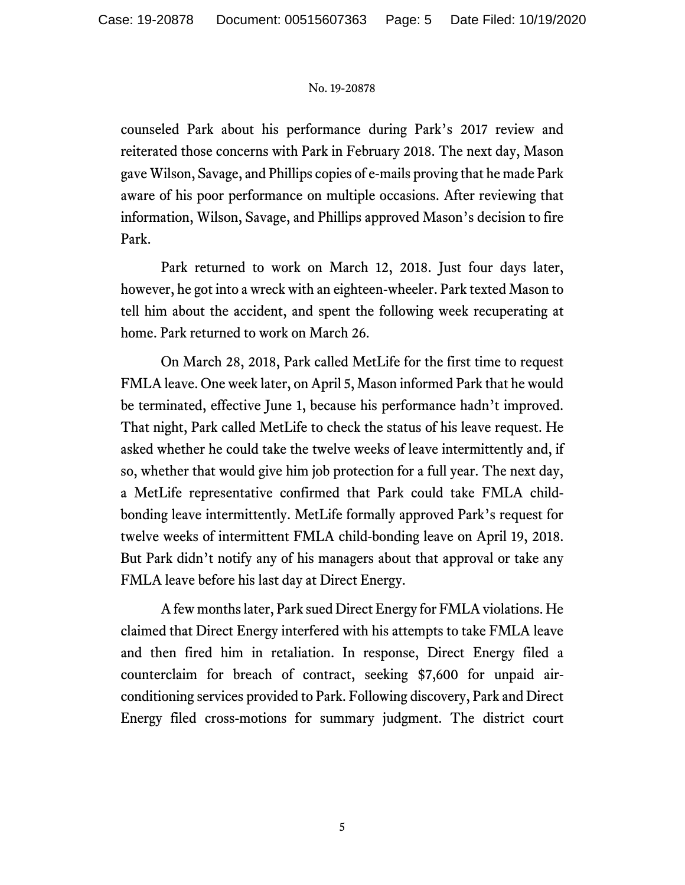counseled Park about his performance during Park's 2017 review and reiterated those concerns with Park in February 2018. The next day, Mason gave Wilson, Savage, and Phillips copies of e-mails proving that he made Park aware of his poor performance on multiple occasions. After reviewing that information, Wilson, Savage, and Phillips approved Mason's decision to fire Park.

Park returned to work on March 12, 2018. Just four days later, however, he got into a wreck with an eighteen-wheeler. Park texted Mason to tell him about the accident, and spent the following week recuperating at home. Park returned to work on March 26.

On March 28, 2018, Park called MetLife for the first time to request FMLA leave. One week later, on April 5, Mason informed Park that he would be terminated, effective June 1, because his performance hadn't improved. That night, Park called MetLife to check the status of his leave request. He asked whether he could take the twelve weeks of leave intermittently and, if so, whether that would give him job protection for a full year. The next day, a MetLife representative confirmed that Park could take FMLA child-bonding leave intermittently. MetLife formally approved Park's request for twelve weeks of intermittent FMLA child-bonding leave on April 19, 2018. But Park didn't notify any of his managers about that approval or take any FMLA leave before his last day at Direct Energy.

A few months later, Park sued Direct Energy for FMLA violations. He claimed that Direct Energy interfered with his attempts to take FMLA leave and then fired him in retaliation. In response, Direct Energy filed a counterclaim for breach of contract, seeking $7,600 for unpaid air-conditioning services provided to Park. Following discovery, Park and Direct Energy filed cross-motions for summary judgment. The district court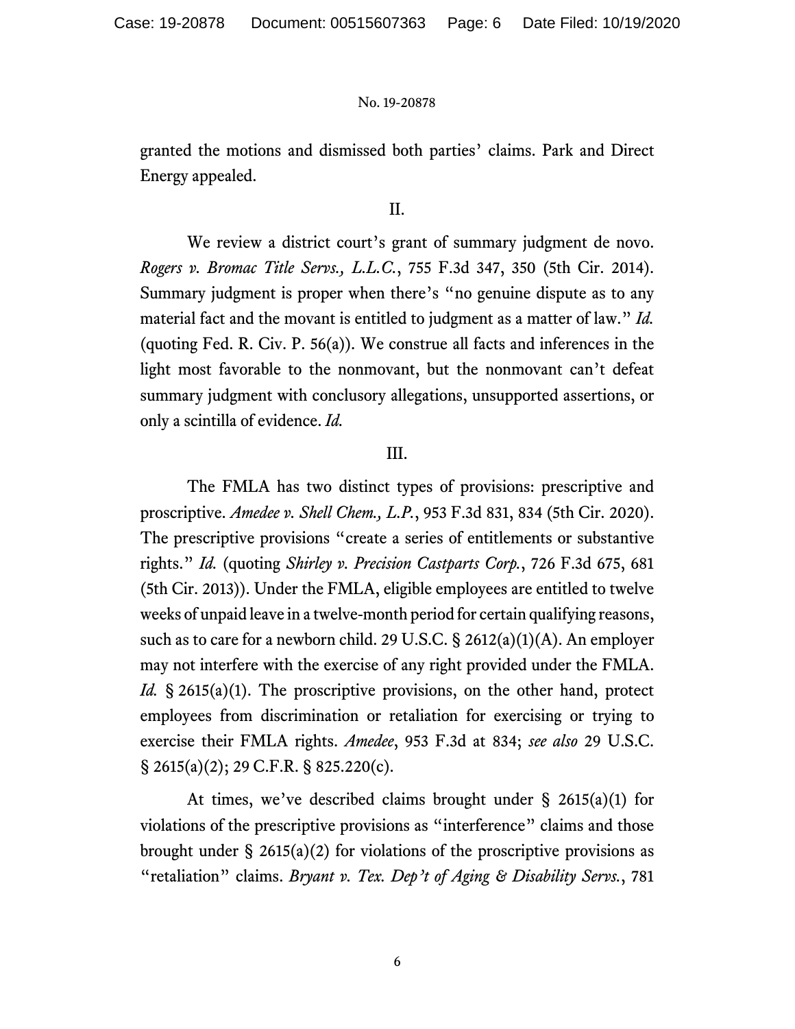granted the motions and dismissed both parties' claims. Park and Direct Energy appealed.

## II.

We review a district court's grant of summary judgment de novo. *Rogers v. Bromac Title Servs., L.L.C.*, 755 F.3d 347, 350 (5th Cir. 2014). Summary judgment is proper when there's "no genuine dispute as to any material fact and the movant is entitled to judgment as a matter of law." *Id.* (quoting Fed. R. Civ. P. 56(a)). We construe all facts and inferences in the light most favorable to the nonmovant, but the nonmovant can't defeat summary judgment with conclusory allegations, unsupported assertions, or only a scintilla of evidence. *Id.*

## III.

The FMLA has two distinct types of provisions: prescriptive and proscriptive. *Amedee v. Shell Chem., L.P.*, 953 F.3d 831, 834 (5th Cir. 2020). The prescriptive provisions "create a series of entitlements or substantive rights." *Id.* (quoting *Shirley v. Precision Castparts Corp.*, 726 F.3d 675, 681 (5th Cir. 2013)). Under the FMLA, eligible employees are entitled to twelve weeks of unpaid leave in a twelve-month period for certain qualifying reasons, such as to care for a newborn child. 29 U.S.C. § 2612(a)(1)(A). An employer may not interfere with the exercise of any right provided under the FMLA. *Id.* § 2615(a)(1). The proscriptive provisions, on the other hand, protect employees from discrimination or retaliation for exercising or trying to exercise their FMLA rights. *Amedee*, 953 F.3d at 834; *see also* 29 U.S.C. § 2615(a)(2); 29 C.F.R. § 825.220(c).

At times, we've described claims brought under § 2615(a)(1) for violations of the prescriptive provisions as "interference" claims and those brought under § 2615(a)(2) for violations of the proscriptive provisions as "retaliation" claims. *Bryant v. Tex. Dep't of Aging & Disability Servs.*, 781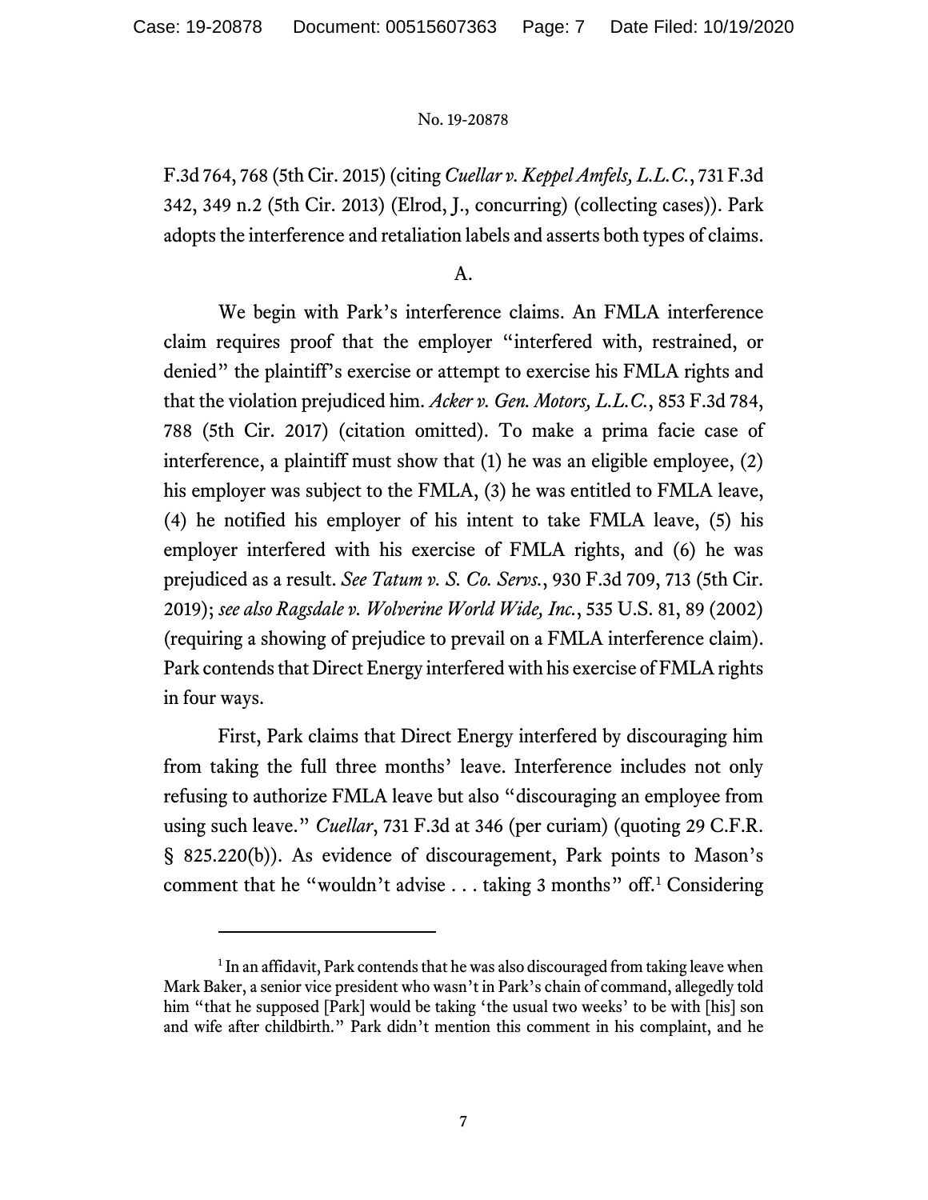F.3d 764, 768 (5th Cir. 2015) (citing *Cuellar v. Keppel Amfels, L.L.C.*, 731 F.3d 342, 349 n.2 (5th Cir. 2013) (Elrod, J., concurring) (collecting cases)). Park adopts the interference and retaliation labels and asserts both types of claims.

A.

We begin with Park's interference claims. An FMLA interference claim requires proof that the employer "interfered with, restrained, or denied" the plaintiff's exercise or attempt to exercise his FMLA rights and that the violation prejudiced him. *Acker v. Gen. Motors, L.L.C.*, 853 F.3d 784, 788 (5th Cir. 2017) (citation omitted). To make a prima facie case of interference, a plaintiff must show that (1) he was an eligible employee, (2) his employer was subject to the FMLA, (3) he was entitled to FMLA leave, (4) he notified his employer of his intent to take FMLA leave, (5) his employer interfered with his exercise of FMLA rights, and (6) he was prejudiced as a result. *See Tatum v. S. Co. Servs.*, 930 F.3d 709, 713 (5th Cir. 2019); *see also Ragsdale v. Wolverine World Wide, Inc.*, 535 U.S. 81, 89 (2002) (requiring a showing of prejudice to prevail on a FMLA interference claim). Park contends that Direct Energy interfered with his exercise of FMLA rights in four ways.

First, Park claims that Direct Energy interfered by discouraging him from taking the full three months' leave. Interference includes not only refusing to authorize FMLA leave but also "discouraging an employee from using such leave." *Cuellar*, 731 F.3d at 346 (per curiam) (quoting 29 C.F.R. § 825.220(b)). As evidence of discouragement, Park points to Mason's comment that he "wouldn't advise . . . taking 3 months" off.[1] Considering

[1] In an affidavit, Park contends that he was also discouraged from taking leave when Mark Baker, a senior vice president who wasn't in Park's chain of command, allegedly told him "that he supposed [Park] would be taking 'the usual two weeks' to be with [his] son and wife after childbirth." Park didn't mention this comment in his complaint, and he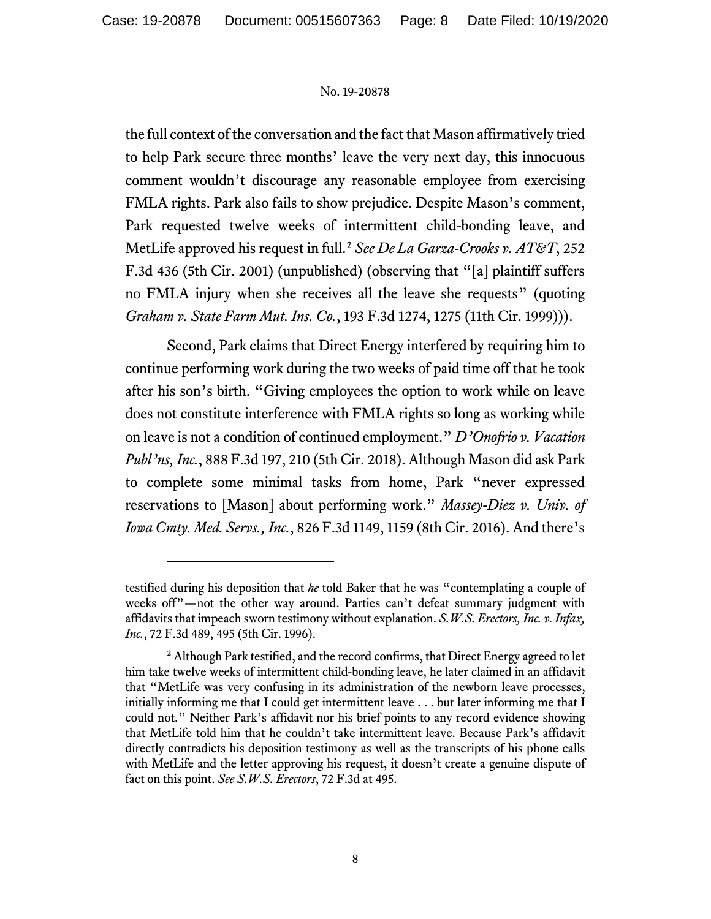the full context of the conversation and the fact that Mason affirmatively tried to help Park secure three months' leave the very next day, this innocuous comment wouldn't discourage any reasonable employee from exercising FMLA rights. Park also fails to show prejudice. Despite Mason's comment, Park requested twelve weeks of intermittent child-bonding leave, and MetLife approved his request in full.[2] *See De La Garza-Crooks v. AT&T*, 252 F.3d 436 (5th Cir. 2001) (unpublished) (observing that "[a] plaintiff suffers no FMLA injury when she receives all the leave she requests" (quoting *Graham v. State Farm Mut. Ins. Co.*, 193 F.3d 1274, 1275 (11th Cir. 1999))).

Second, Park claims that Direct Energy interfered by requiring him to continue performing work during the two weeks of paid time off that he took after his son's birth. "Giving employees the option to work while on leave does not constitute interference with FMLA rights so long as working while on leave is not a condition of continued employment." *D'Onofrio v. Vacation Publ'ns, Inc.*, 888 F.3d 197, 210 (5th Cir. 2018). Although Mason did ask Park to complete some minimal tasks from home, Park "never expressed reservations to [Mason] about performing work." *Massey-Diez v. Univ. of Iowa Cmty. Med. Servs., Inc.*, 826 F.3d 1149, 1159 (8th Cir. 2016). And there's

---

testified during his deposition that *he* told Baker that he was "contemplating a couple of weeks off"—not the other way around. Parties can't defeat summary judgment with affidavits that impeach sworn testimony without explanation. *S.W.S. Erectors, Inc. v. Infax, Inc.*, 72 F.3d 489, 495 (5th Cir. 1996).

[2] Although Park testified, and the record confirms, that Direct Energy agreed to let him take twelve weeks of intermittent child-bonding leave, he later claimed in an affidavit that "MetLife was very confusing in its administration of the newborn leave processes, initially informing me that I could get intermittent leave . . . but later informing me that I could not." Neither Park's affidavit nor his brief points to any record evidence showing that MetLife told him that he couldn't take intermittent leave. Because Park's affidavit directly contradicts his deposition testimony as well as the transcripts of his phone calls with MetLife and the letter approving his request, it doesn't create a genuine dispute of fact on this point. *See S.W.S. Erectors*, 72 F.3d at 495.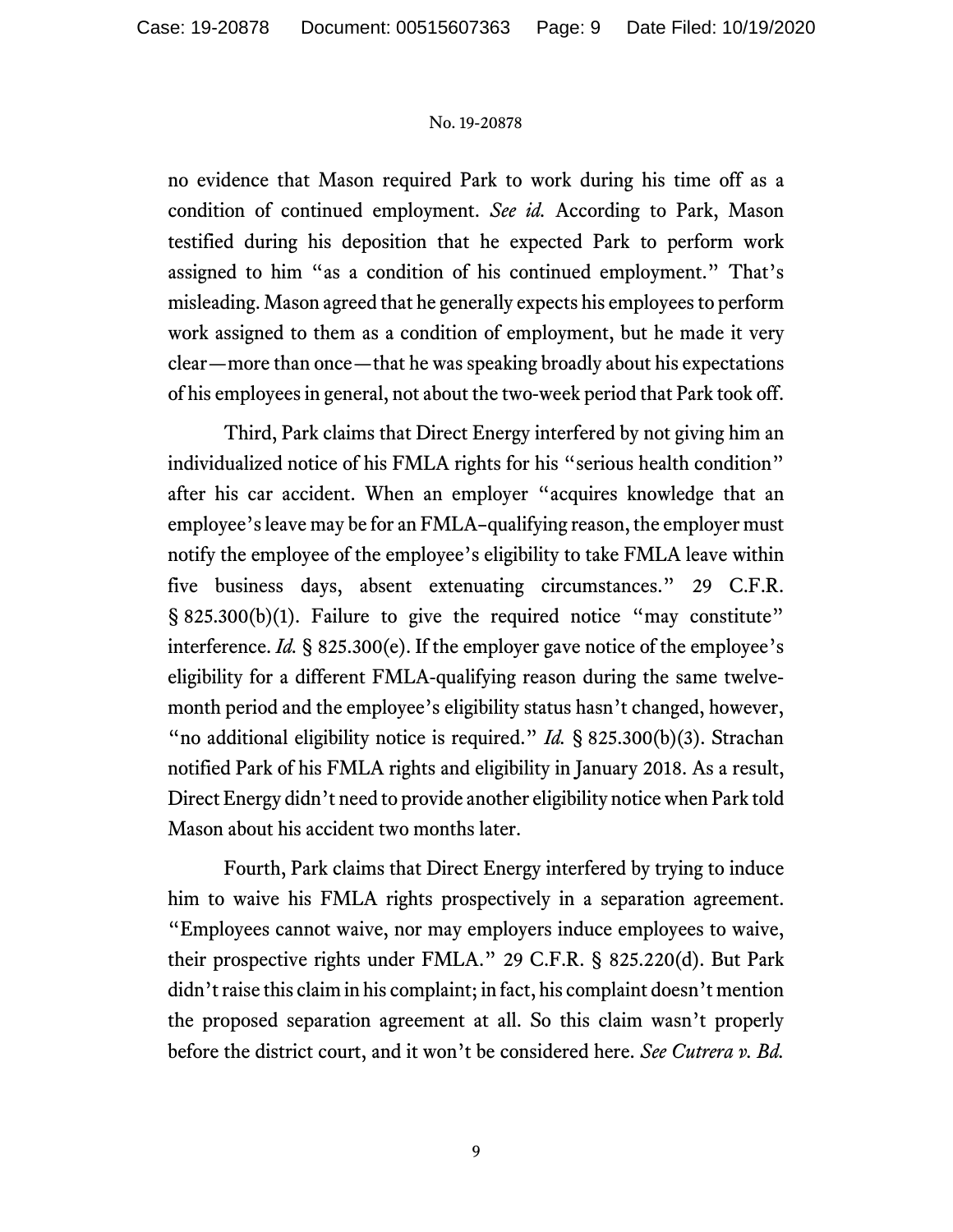no evidence that Mason required Park to work during his time off as a condition of continued employment. *See id.* According to Park, Mason testified during his deposition that he expected Park to perform work assigned to him "as a condition of his continued employment." That's misleading. Mason agreed that he generally expects his employees to perform work assigned to them as a condition of employment, but he made it very clear—more than once—that he was speaking broadly about his expectations of his employees in general, not about the two-week period that Park took off.

Third, Park claims that Direct Energy interfered by not giving him an individualized notice of his FMLA rights for his "serious health condition" after his car accident. When an employer "acquires knowledge that an employee's leave may be for an FMLA–qualifying reason, the employer must notify the employee of the employee's eligibility to take FMLA leave within five business days, absent extenuating circumstances." 29 C.F.R. § 825.300(b)(1). Failure to give the required notice "may constitute" interference. *Id.* § 825.300(e). If the employer gave notice of the employee's eligibility for a different FMLA-qualifying reason during the same twelve-month period and the employee's eligibility status hasn't changed, however, "no additional eligibility notice is required." *Id.* § 825.300(b)(3). Strachan notified Park of his FMLA rights and eligibility in January 2018. As a result, Direct Energy didn't need to provide another eligibility notice when Park told Mason about his accident two months later.

Fourth, Park claims that Direct Energy interfered by trying to induce him to waive his FMLA rights prospectively in a separation agreement. "Employees cannot waive, nor may employers induce employees to waive, their prospective rights under FMLA." 29 C.F.R. § 825.220(d). But Park didn't raise this claim in his complaint; in fact, his complaint doesn't mention the proposed separation agreement at all. So this claim wasn't properly before the district court, and it won't be considered here. *See Cutrera v. Bd.*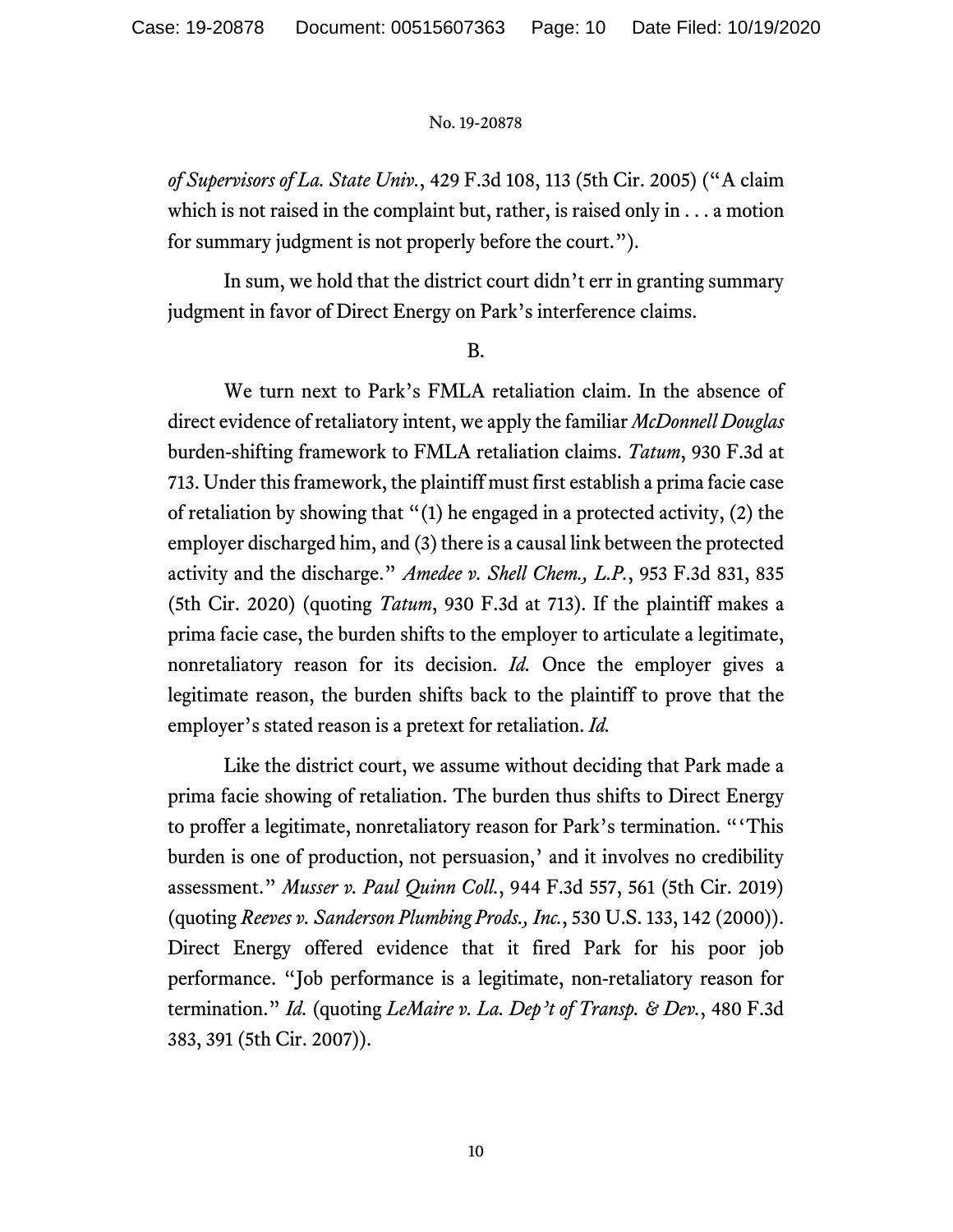*of Supervisors of La. State Univ.*, 429 F.3d 108, 113 (5th Cir. 2005) ("A claim which is not raised in the complaint but, rather, is raised only in . . . a motion for summary judgment is not properly before the court.").

In sum, we hold that the district court didn't err in granting summary judgment in favor of Direct Energy on Park's interference claims.

B.

We turn next to Park's FMLA retaliation claim. In the absence of direct evidence of retaliatory intent, we apply the familiar *McDonnell Douglas* burden-shifting framework to FMLA retaliation claims. *Tatum*, 930 F.3d at 713. Under this framework, the plaintiff must first establish a prima facie case of retaliation by showing that "(1) he engaged in a protected activity, (2) the employer discharged him, and (3) there is a causal link between the protected activity and the discharge." *Amedee v. Shell Chem., L.P.*, 953 F.3d 831, 835 (5th Cir. 2020) (quoting *Tatum*, 930 F.3d at 713). If the plaintiff makes a prima facie case, the burden shifts to the employer to articulate a legitimate, nonretaliatory reason for its decision. *Id.* Once the employer gives a legitimate reason, the burden shifts back to the plaintiff to prove that the employer's stated reason is a pretext for retaliation. *Id.*

Like the district court, we assume without deciding that Park made a prima facie showing of retaliation. The burden thus shifts to Direct Energy to proffer a legitimate, nonretaliatory reason for Park's termination. "'This burden is one of production, not persuasion,' and it involves no credibility assessment." *Musser v. Paul Quinn Coll.*, 944 F.3d 557, 561 (5th Cir. 2019) (quoting *Reeves v. Sanderson Plumbing Prods., Inc.*, 530 U.S. 133, 142 (2000)). Direct Energy offered evidence that it fired Park for his poor job performance. "Job performance is a legitimate, non-retaliatory reason for termination." *Id.* (quoting *LeMaire v. La. Dep't of Transp. & Dev.*, 480 F.3d 383, 391 (5th Cir. 2007)).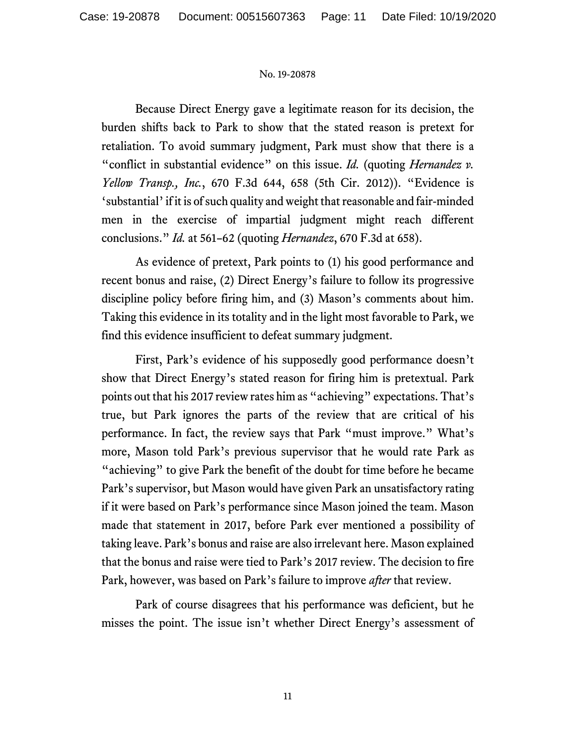Because Direct Energy gave a legitimate reason for its decision, the burden shifts back to Park to show that the stated reason is pretext for retaliation. To avoid summary judgment, Park must show that there is a "conflict in substantial evidence" on this issue. *Id.* (quoting *Hernandez v. Yellow Transp., Inc.*, 670 F.3d 644, 658 (5th Cir. 2012)). "Evidence is 'substantial' if it is of such quality and weight that reasonable and fair-minded men in the exercise of impartial judgment might reach different conclusions." *Id.* at 561–62 (quoting *Hernandez*, 670 F.3d at 658).

As evidence of pretext, Park points to (1) his good performance and recent bonus and raise, (2) Direct Energy's failure to follow its progressive discipline policy before firing him, and (3) Mason's comments about him. Taking this evidence in its totality and in the light most favorable to Park, we find this evidence insufficient to defeat summary judgment.

First, Park's evidence of his supposedly good performance doesn't show that Direct Energy's stated reason for firing him is pretextual. Park points out that his 2017 review rates him as "achieving" expectations. That's true, but Park ignores the parts of the review that are critical of his performance. In fact, the review says that Park "must improve." What's more, Mason told Park's previous supervisor that he would rate Park as "achieving" to give Park the benefit of the doubt for time before he became Park's supervisor, but Mason would have given Park an unsatisfactory rating if it were based on Park's performance since Mason joined the team. Mason made that statement in 2017, before Park ever mentioned a possibility of taking leave. Park's bonus and raise are also irrelevant here. Mason explained that the bonus and raise were tied to Park's 2017 review. The decision to fire Park, however, was based on Park's failure to improve *after* that review.

Park of course disagrees that his performance was deficient, but he misses the point. The issue isn't whether Direct Energy's assessment of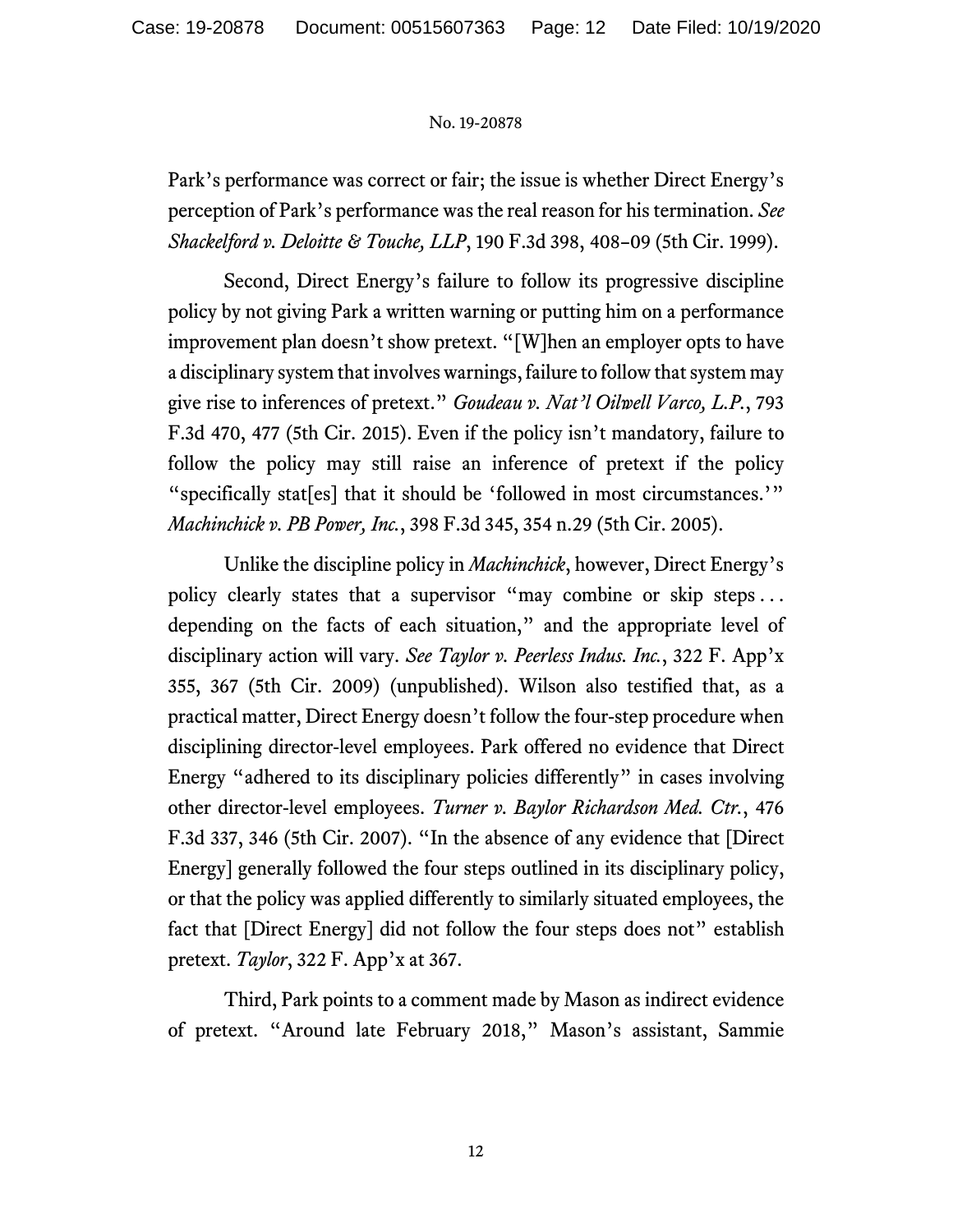Park's performance was correct or fair; the issue is whether Direct Energy's perception of Park's performance was the real reason for his termination. *See Shackelford v. Deloitte & Touche, LLP*, 190 F.3d 398, 408–09 (5th Cir. 1999).

Second, Direct Energy's failure to follow its progressive discipline policy by not giving Park a written warning or putting him on a performance improvement plan doesn't show pretext. "[W]hen an employer opts to have a disciplinary system that involves warnings, failure to follow that system may give rise to inferences of pretext." *Goudeau v. Nat'l Oilwell Varco, L.P.*, 793 F.3d 470, 477 (5th Cir. 2015). Even if the policy isn't mandatory, failure to follow the policy may still raise an inference of pretext if the policy "specifically stat[es] that it should be 'followed in most circumstances.'" *Machinchick v. PB Power, Inc.*, 398 F.3d 345, 354 n.29 (5th Cir. 2005).

Unlike the discipline policy in *Machinchick*, however, Direct Energy's policy clearly states that a supervisor "may combine or skip steps . . . depending on the facts of each situation," and the appropriate level of disciplinary action will vary. *See Taylor v. Peerless Indus. Inc.*, 322 F. App'x 355, 367 (5th Cir. 2009) (unpublished). Wilson also testified that, as a practical matter, Direct Energy doesn't follow the four-step procedure when disciplining director-level employees. Park offered no evidence that Direct Energy "adhered to its disciplinary policies differently" in cases involving other director-level employees. *Turner v. Baylor Richardson Med. Ctr.*, 476 F.3d 337, 346 (5th Cir. 2007). "In the absence of any evidence that [Direct Energy] generally followed the four steps outlined in its disciplinary policy, or that the policy was applied differently to similarly situated employees, the fact that [Direct Energy] did not follow the four steps does not" establish pretext. *Taylor*, 322 F. App'x at 367.

Third, Park points to a comment made by Mason as indirect evidence of pretext. "Around late February 2018," Mason's assistant, Sammie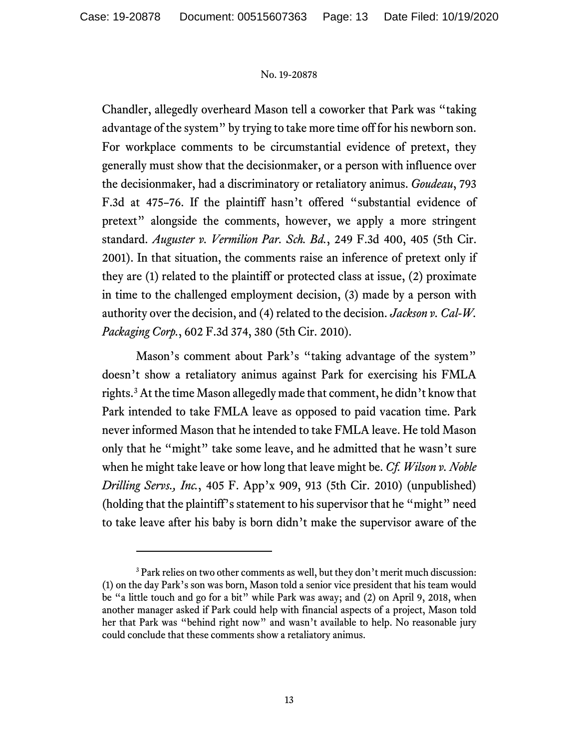Chandler, allegedly overheard Mason tell a coworker that Park was "taking advantage of the system" by trying to take more time off for his newborn son. For workplace comments to be circumstantial evidence of pretext, they generally must show that the decisionmaker, or a person with influence over the decisionmaker, had a discriminatory or retaliatory animus. *Goudeau*, 793 F.3d at 475–76. If the plaintiff hasn't offered "substantial evidence of pretext" alongside the comments, however, we apply a more stringent standard. *Auguster v. Vermilion Par. Sch. Bd.*, 249 F.3d 400, 405 (5th Cir. 2001). In that situation, the comments raise an inference of pretext only if they are (1) related to the plaintiff or protected class at issue, (2) proximate in time to the challenged employment decision, (3) made by a person with authority over the decision, and (4) related to the decision. *Jackson v. Cal-W. Packaging Corp.*, 602 F.3d 374, 380 (5th Cir. 2010).

Mason's comment about Park's "taking advantage of the system" doesn't show a retaliatory animus against Park for exercising his FMLA rights.[3] At the time Mason allegedly made that comment, he didn't know that Park intended to take FMLA leave as opposed to paid vacation time. Park never informed Mason that he intended to take FMLA leave. He told Mason only that he "might" take some leave, and he admitted that he wasn't sure when he might take leave or how long that leave might be. *Cf. Wilson v. Noble Drilling Servs., Inc.*, 405 F. App'x 909, 913 (5th Cir. 2010) (unpublished) (holding that the plaintiff's statement to his supervisor that he "might" need to take leave after his baby is born didn't make the supervisor aware of the

---

[3] Park relies on two other comments as well, but they don't merit much discussion: (1) on the day Park's son was born, Mason told a senior vice president that his team would be "a little touch and go for a bit" while Park was away; and (2) on April 9, 2018, when another manager asked if Park could help with financial aspects of a project, Mason told her that Park was "behind right now" and wasn't available to help. No reasonable jury could conclude that these comments show a retaliatory animus.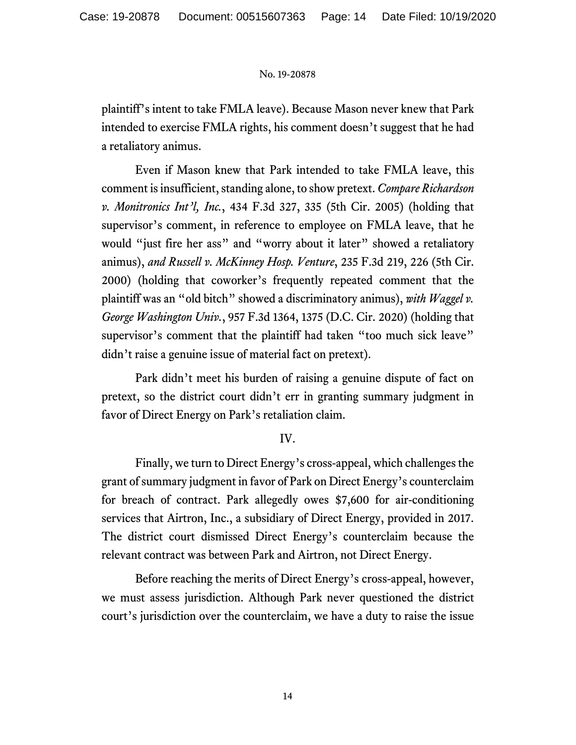plaintiff's intent to take FMLA leave). Because Mason never knew that Park intended to exercise FMLA rights, his comment doesn't suggest that he had a retaliatory animus.

Even if Mason knew that Park intended to take FMLA leave, this comment is insufficient, standing alone, to show pretext. *Compare Richardson v. Monitronics Int'l, Inc.*, 434 F.3d 327, 335 (5th Cir. 2005) (holding that supervisor's comment, in reference to employee on FMLA leave, that he would "just fire her ass" and "worry about it later" showed a retaliatory animus), *and Russell v. McKinney Hosp. Venture*, 235 F.3d 219, 226 (5th Cir. 2000) (holding that coworker's frequently repeated comment that the plaintiff was an "old bitch" showed a discriminatory animus), *with Waggel v. George Washington Univ.*, 957 F.3d 1364, 1375 (D.C. Cir. 2020) (holding that supervisor's comment that the plaintiff had taken "too much sick leave" didn't raise a genuine issue of material fact on pretext).

Park didn't meet his burden of raising a genuine dispute of fact on pretext, so the district court didn't err in granting summary judgment in favor of Direct Energy on Park's retaliation claim.

## IV.

Finally, we turn to Direct Energy's cross-appeal, which challenges the grant of summary judgment in favor of Park on Direct Energy's counterclaim for breach of contract. Park allegedly owes $7,600 for air-conditioning services that Airtron, Inc., a subsidiary of Direct Energy, provided in 2017. The district court dismissed Direct Energy's counterclaim because the relevant contract was between Park and Airtron, not Direct Energy.

Before reaching the merits of Direct Energy's cross-appeal, however, we must assess jurisdiction. Although Park never questioned the district court's jurisdiction over the counterclaim, we have a duty to raise the issue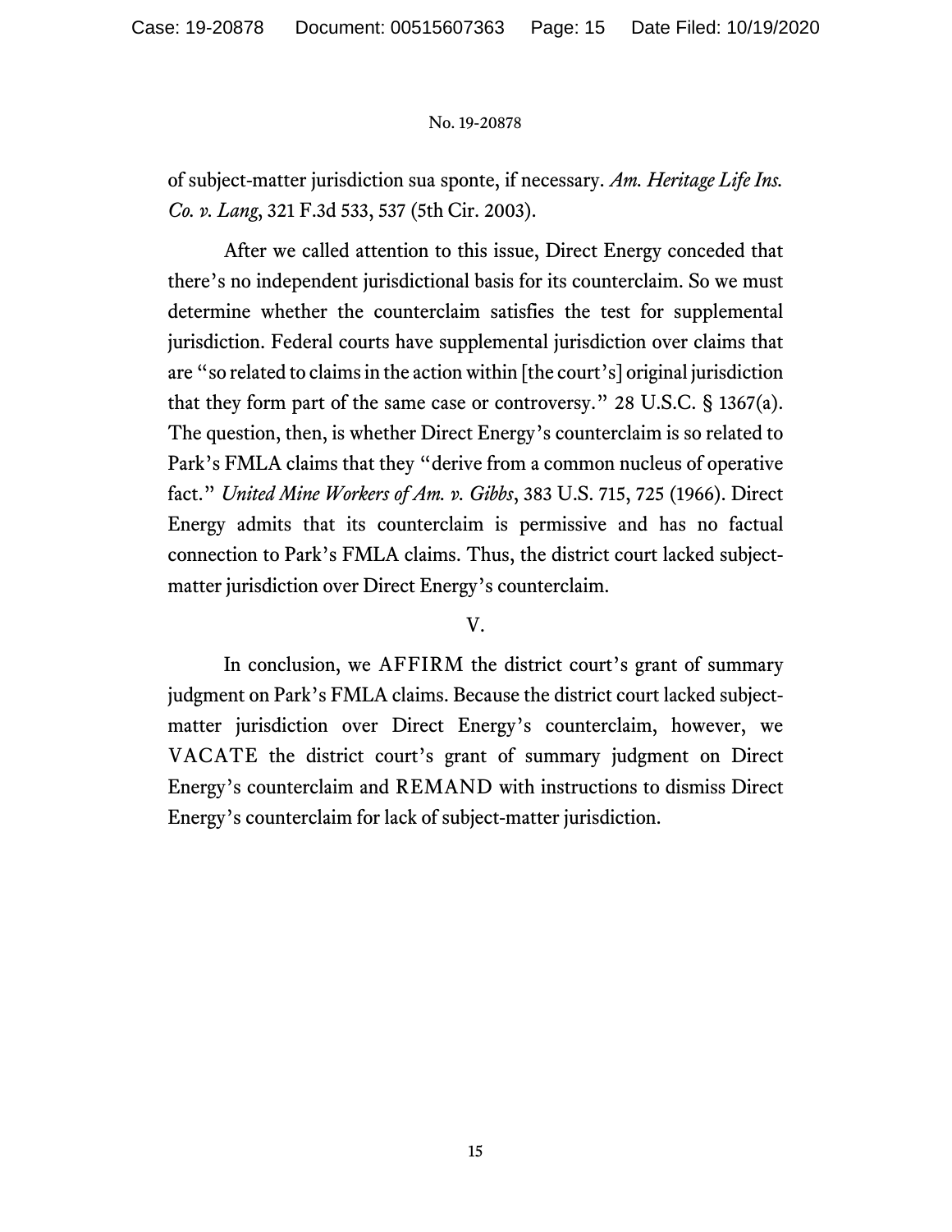of subject-matter jurisdiction sua sponte, if necessary. *Am. Heritage Life Ins. Co. v. Lang*, 321 F.3d 533, 537 (5th Cir. 2003).

After we called attention to this issue, Direct Energy conceded that there's no independent jurisdictional basis for its counterclaim. So we must determine whether the counterclaim satisfies the test for supplemental jurisdiction. Federal courts have supplemental jurisdiction over claims that are "so related to claims in the action within [the court's] original jurisdiction that they form part of the same case or controversy." 28 U.S.C. § 1367(a). The question, then, is whether Direct Energy's counterclaim is so related to Park's FMLA claims that they "derive from a common nucleus of operative fact." *United Mine Workers of Am. v. Gibbs*, 383 U.S. 715, 725 (1966). Direct Energy admits that its counterclaim is permissive and has no factual connection to Park's FMLA claims. Thus, the district court lacked subject-matter jurisdiction over Direct Energy's counterclaim.

## V.

In conclusion, we AFFIRM the district court's grant of summary judgment on Park's FMLA claims. Because the district court lacked subject-matter jurisdiction over Direct Energy's counterclaim, however, we VACATE the district court's grant of summary judgment on Direct Energy's counterclaim and REMAND with instructions to dismiss Direct Energy's counterclaim for lack of subject-matter jurisdiction.